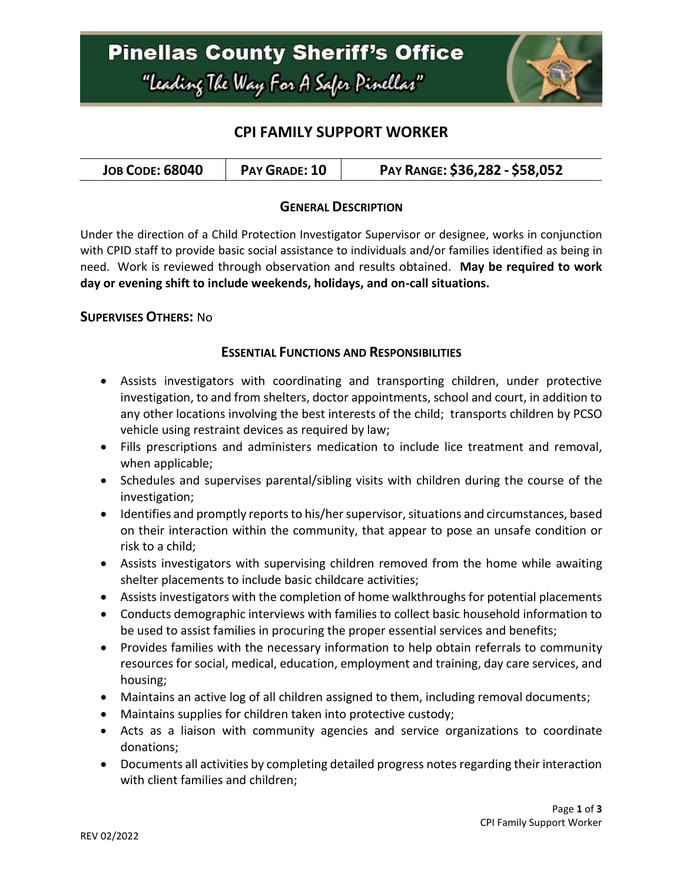# Pinellas County Sheriff's Office

"Leading The Way For A Safer Pinellas"

## CPI FAMILY SUPPORT WORKER

| **JOB CODE: 68040** | **PAY GRADE: 10** | **PAY RANGE: $36,282 - $58,052** |
|---|---|---|

### GENERAL DESCRIPTION

Under the direction of a Child Protection Investigator Supervisor or designee, works in conjunction with CPID staff to provide basic social assistance to individuals and/or families identified as being in need. Work is reviewed through observation and results obtained. **May be required to work day or evening shift to include weekends, holidays, and on-call situations.**

**SUPERVISES OTHERS:** No

### ESSENTIAL FUNCTIONS AND RESPONSIBILITIES

- Assists investigators with coordinating and transporting children, under protective investigation, to and from shelters, doctor appointments, school and court, in addition to any other locations involving the best interests of the child; transports children by PCSO vehicle using restraint devices as required by law;
- Fills prescriptions and administers medication to include lice treatment and removal, when applicable;
- Schedules and supervises parental/sibling visits with children during the course of the investigation;
- Identifies and promptly reports to his/her supervisor, situations and circumstances, based on their interaction within the community, that appear to pose an unsafe condition or risk to a child;
- Assists investigators with supervising children removed from the home while awaiting shelter placements to include basic childcare activities;
- Assists investigators with the completion of home walkthroughs for potential placements
- Conducts demographic interviews with families to collect basic household information to be used to assist families in procuring the proper essential services and benefits;
- Provides families with the necessary information to help obtain referrals to community resources for social, medical, education, employment and training, day care services, and housing;
- Maintains an active log of all children assigned to them, including removal documents;
- Maintains supplies for children taken into protective custody;
- Acts as a liaison with community agencies and service organizations to coordinate donations;
- Documents all activities by completing detailed progress notes regarding their interaction with client families and children;

REV 02/2022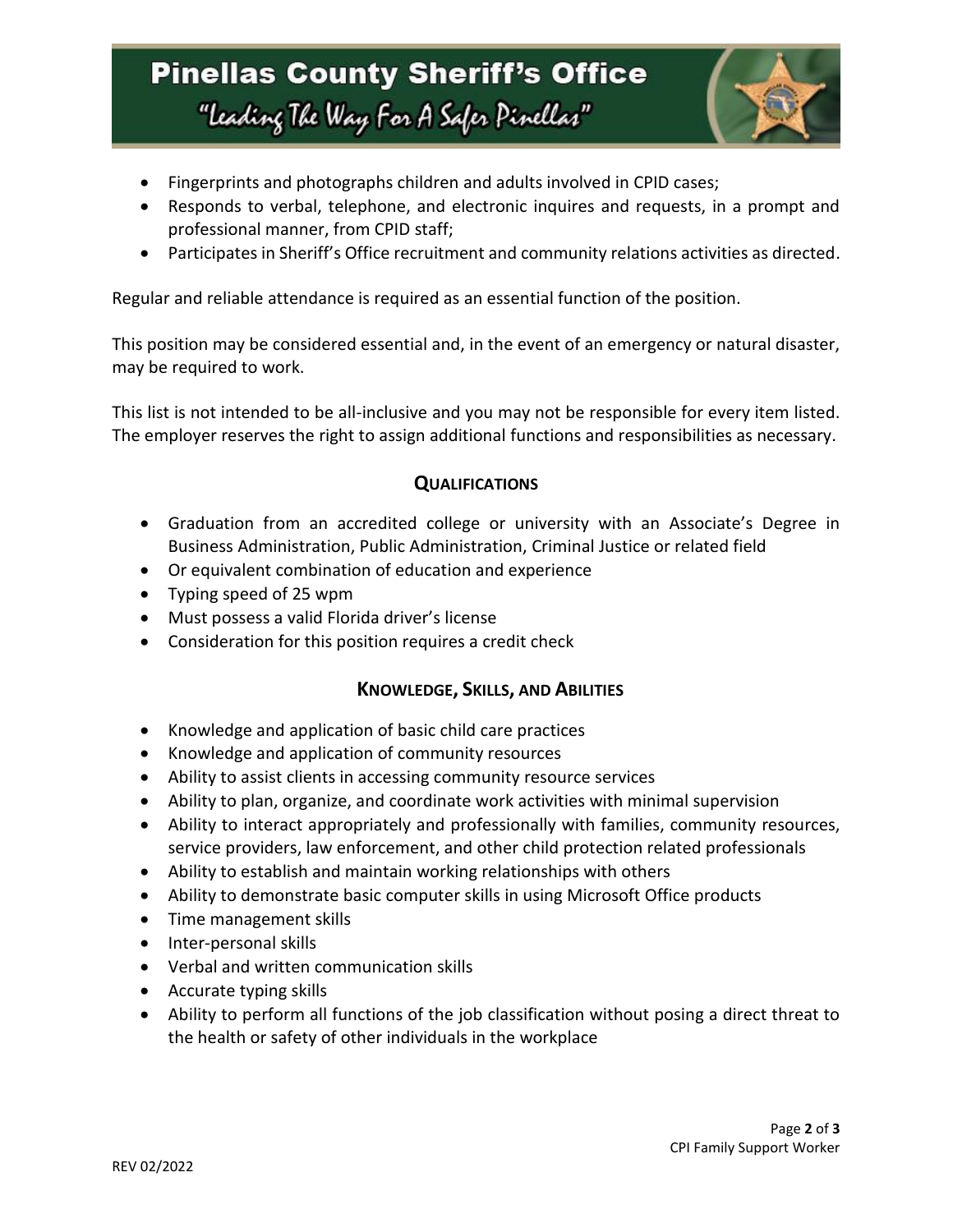- Fingerprints and photographs children and adults involved in CPID cases;
- Responds to verbal, telephone, and electronic inquires and requests, in a prompt and professional manner, from CPID staff;
- Participates in Sheriff's Office recruitment and community relations activities as directed.

Regular and reliable attendance is required as an essential function of the position.

This position may be considered essential and, in the event of an emergency or natural disaster, may be required to work.

This list is not intended to be all-inclusive and you may not be responsible for every item listed. The employer reserves the right to assign additional functions and responsibilities as necessary.

## QUALIFICATIONS

- Graduation from an accredited college or university with an Associate's Degree in Business Administration, Public Administration, Criminal Justice or related field
- Or equivalent combination of education and experience
- Typing speed of 25 wpm
- Must possess a valid Florida driver's license
- Consideration for this position requires a credit check

## KNOWLEDGE, SKILLS, AND ABILITIES

- Knowledge and application of basic child care practices
- Knowledge and application of community resources
- Ability to assist clients in accessing community resource services
- Ability to plan, organize, and coordinate work activities with minimal supervision
- Ability to interact appropriately and professionally with families, community resources, service providers, law enforcement, and other child protection related professionals
- Ability to establish and maintain working relationships with others
- Ability to demonstrate basic computer skills in using Microsoft Office products
- Time management skills
- Inter-personal skills
- Verbal and written communication skills
- Accurate typing skills
- Ability to perform all functions of the job classification without posing a direct threat to the health or safety of other individuals in the workplace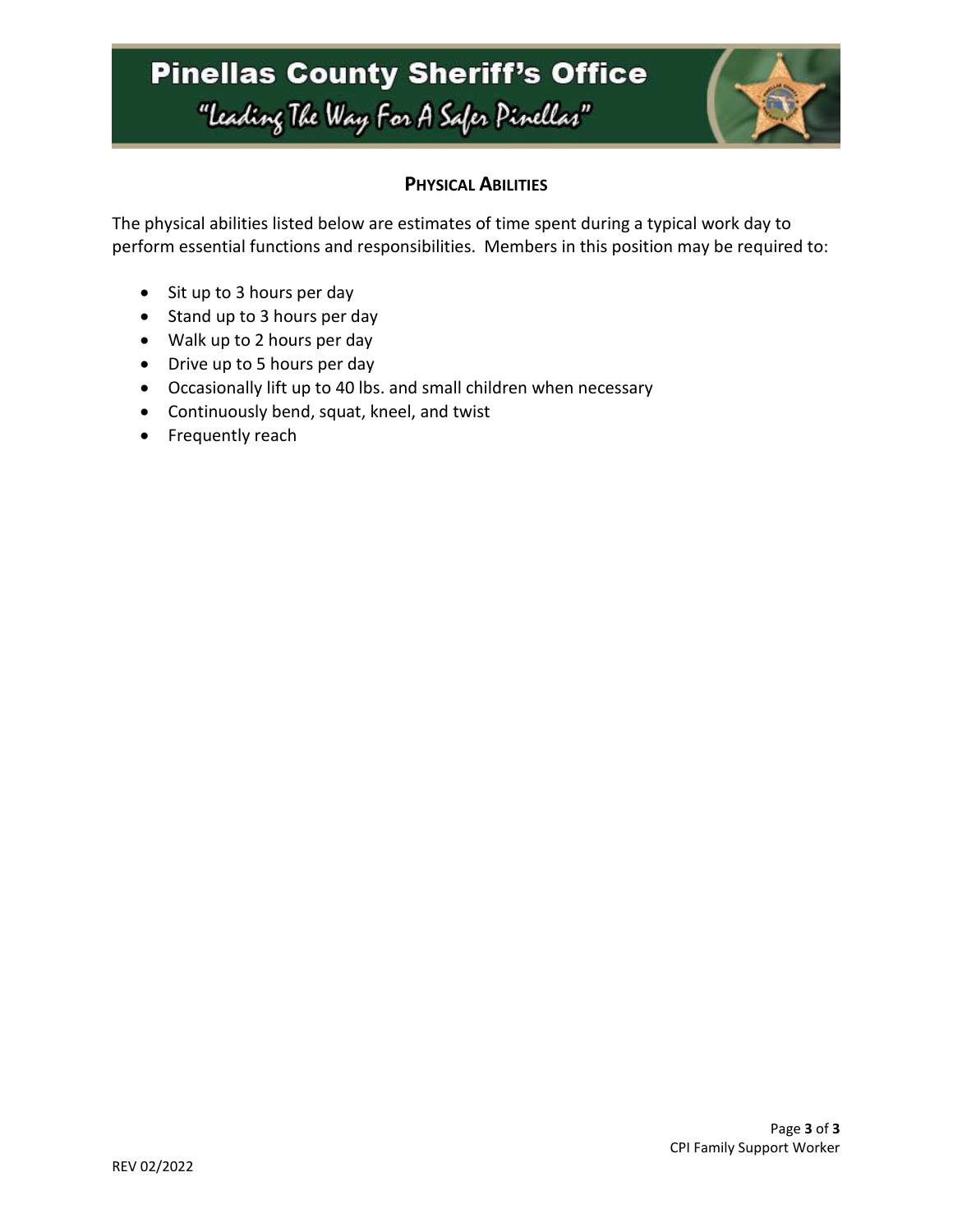## Physical Abilities

The physical abilities listed below are estimates of time spent during a typical work day to perform essential functions and responsibilities. Members in this position may be required to:

- Sit up to 3 hours per day
- Stand up to 3 hours per day
- Walk up to 2 hours per day
- Drive up to 5 hours per day
- Occasionally lift up to 40 lbs. and small children when necessary
- Continuously bend, squat, kneel, and twist
- Frequently reach